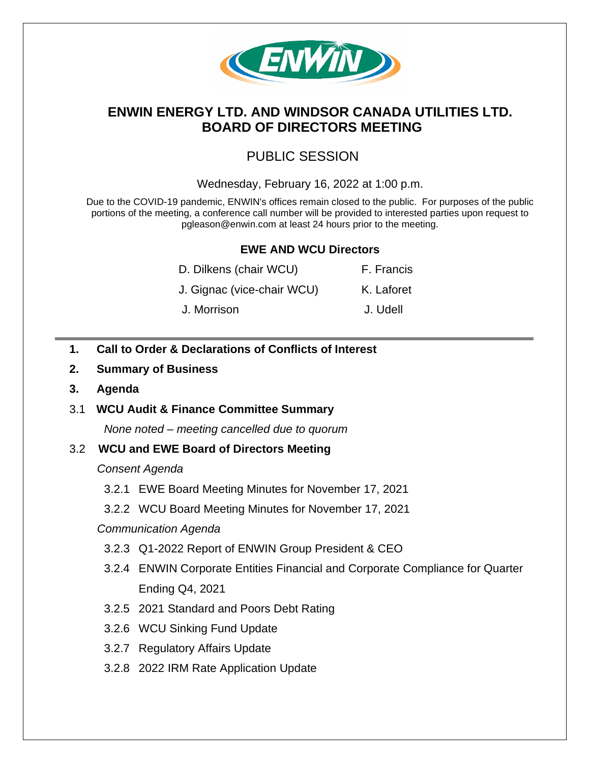# ENWIN ENERGY LTD. AND WINDSOR CANADA UTILITIES LTD.
# BOARD OF DIRECTORS MEETING

## PUBLIC SESSION

Wednesday, February 16, 2022 at 1:00 p.m.

Due to the COVID-19 pandemic, ENWIN's offices remain closed to the public. For purposes of the public portions of the meeting, a conference call number will be provided to interested parties upon request to pgleason@enwin.com at least 24 hours prior to the meeting.

**EWE AND WCU Directors**

| | |
|---|---|
| D. Dilkens (chair WCU) | F. Francis |
| J. Gignac (vice-chair WCU) | K. Laforet |
| J. Morrison | J. Udell |

---

**1. Call to Order & Declarations of Conflicts of Interest**

**2. Summary of Business**

**3. Agenda**

3.1 **WCU Audit & Finance Committee Summary**

*None noted – meeting cancelled due to quorum*

3.2 **WCU and EWE Board of Directors Meeting**

*Consent Agenda*

3.2.1 EWE Board Meeting Minutes for November 17, 2021

3.2.2 WCU Board Meeting Minutes for November 17, 2021

*Communication Agenda*

3.2.3 Q1-2022 Report of ENWIN Group President & CEO

3.2.4 ENWIN Corporate Entities Financial and Corporate Compliance for Quarter Ending Q4, 2021

3.2.5 2021 Standard and Poors Debt Rating

3.2.6 WCU Sinking Fund Update

3.2.7 Regulatory Affairs Update

3.2.8 2022 IRM Rate Application Update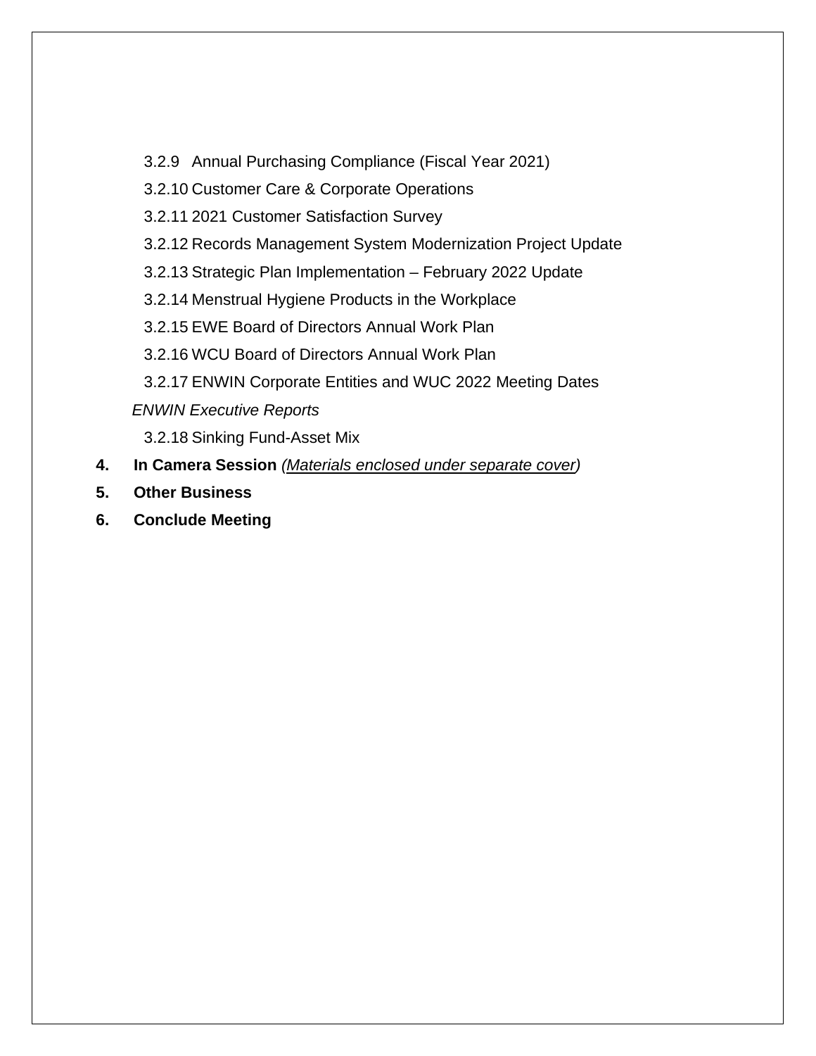3.2.9 Annual Purchasing Compliance (Fiscal Year 2021)

3.2.10 Customer Care & Corporate Operations

3.2.11 2021 Customer Satisfaction Survey

3.2.12 Records Management System Modernization Project Update

3.2.13 Strategic Plan Implementation – February 2022 Update

3.2.14 Menstrual Hygiene Products in the Workplace

3.2.15 EWE Board of Directors Annual Work Plan

3.2.16 WCU Board of Directors Annual Work Plan

3.2.17 ENWIN Corporate Entities and WUC 2022 Meeting Dates

*ENWIN Executive Reports*

3.2.18 Sinking Fund-Asset Mix

**4. In Camera Session** *(Materials enclosed under separate cover)*

**5. Other Business**

**6. Conclude Meeting**